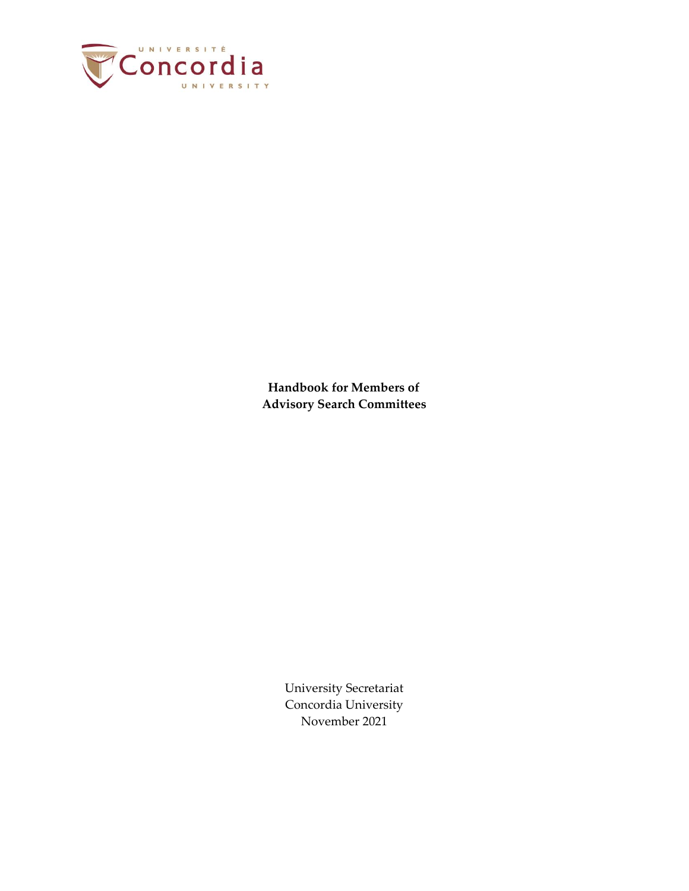UNIVERSITÉ Concordia UNIVERSITY

**Handbook for Members of Advisory Search Committees**

University Secretariat
Concordia University
November 2021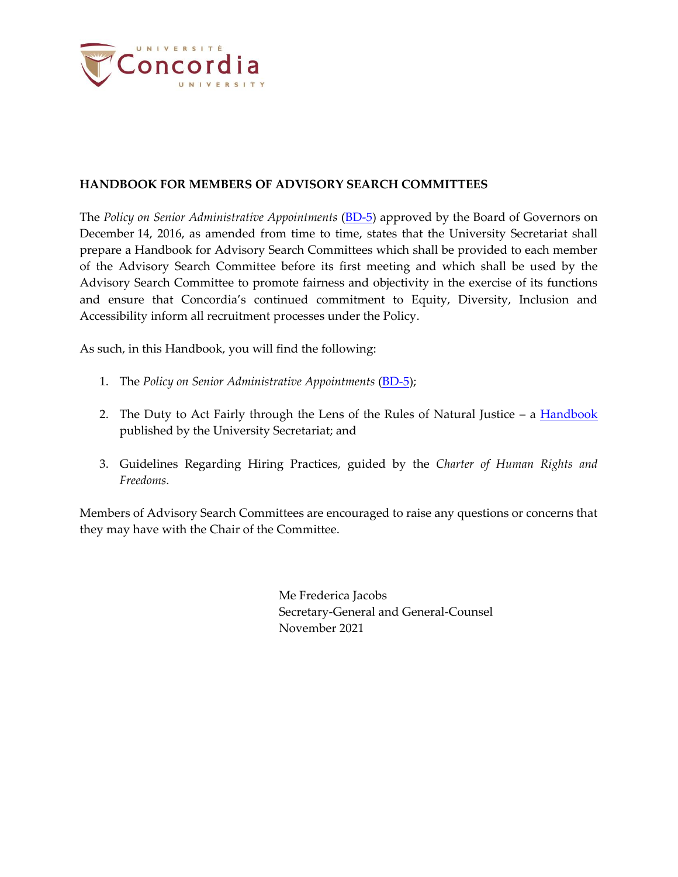**HANDBOOK FOR MEMBERS OF ADVISORY SEARCH COMMITTEES**

The *Policy on Senior Administrative Appointments* (BD-5) approved by the Board of Governors on December 14, 2016, as amended from time to time, states that the University Secretariat shall prepare a Handbook for Advisory Search Committees which shall be provided to each member of the Advisory Search Committee before its first meeting and which shall be used by the Advisory Search Committee to promote fairness and objectivity in the exercise of its functions and ensure that Concordia's continued commitment to Equity, Diversity, Inclusion and Accessibility inform all recruitment processes under the Policy.

As such, in this Handbook, you will find the following:

1. The *Policy on Senior Administrative Appointments* (BD-5);

2. The Duty to Act Fairly through the Lens of the Rules of Natural Justice – a Handbook published by the University Secretariat; and

3. Guidelines Regarding Hiring Practices, guided by the *Charter of Human Rights and Freedoms*.

Members of Advisory Search Committees are encouraged to raise any questions or concerns that they may have with the Chair of the Committee.

Me Frederica Jacobs
Secretary-General and General-Counsel
November 2021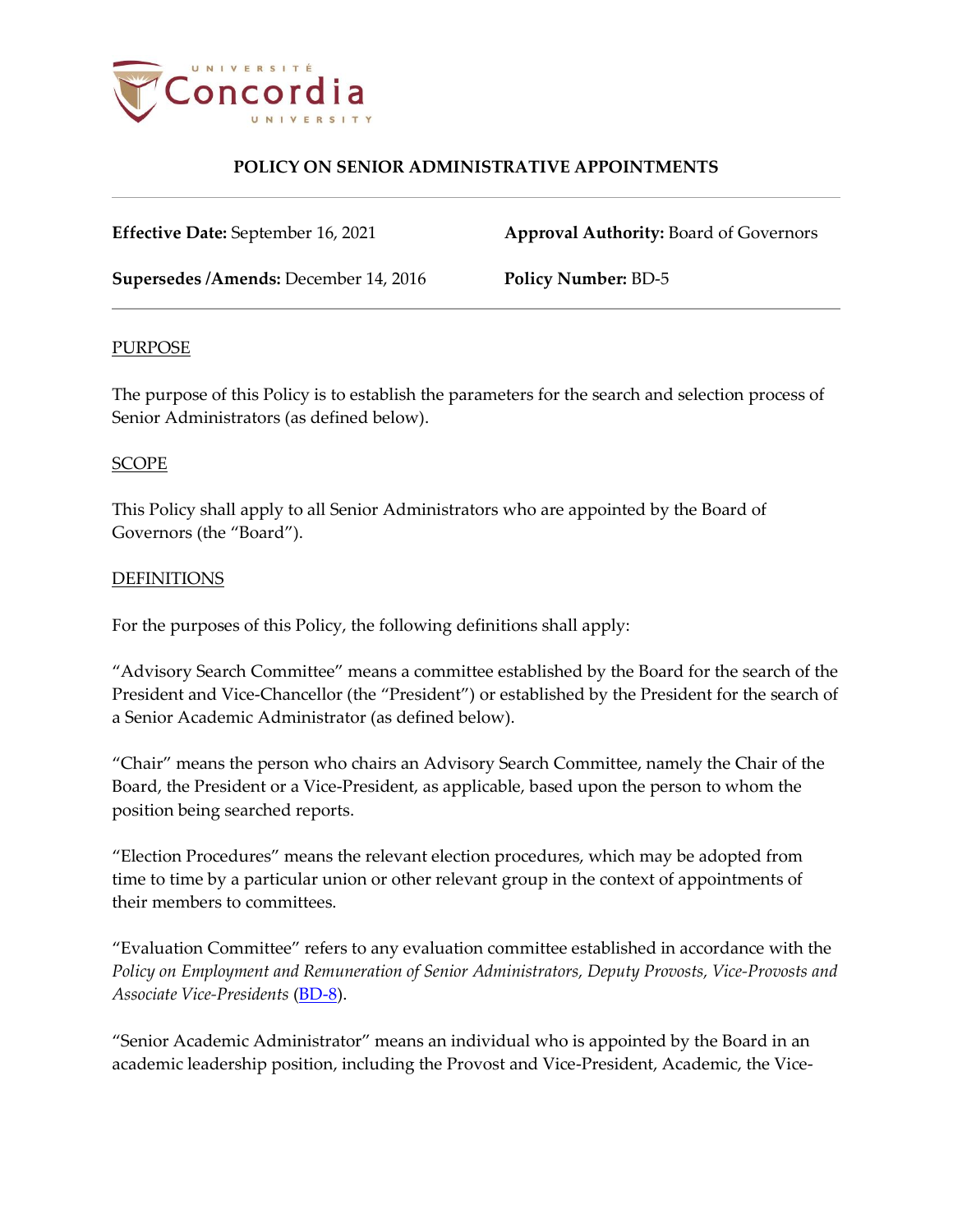**POLICY ON SENIOR ADMINISTRATIVE APPOINTMENTS**

---

**Effective Date:** September 16, 2021 **Approval Authority:** Board of Governors

**Supersedes /Amends:** December 14, 2016 **Policy Number:** BD-5

---

PURPOSE

The purpose of this Policy is to establish the parameters for the search and selection process of Senior Administrators (as defined below).

SCOPE

This Policy shall apply to all Senior Administrators who are appointed by the Board of Governors (the "Board").

DEFINITIONS

For the purposes of this Policy, the following definitions shall apply:

"Advisory Search Committee" means a committee established by the Board for the search of the President and Vice-Chancellor (the "President") or established by the President for the search of a Senior Academic Administrator (as defined below).

"Chair" means the person who chairs an Advisory Search Committee, namely the Chair of the Board, the President or a Vice-President, as applicable, based upon the person to whom the position being searched reports.

"Election Procedures" means the relevant election procedures, which may be adopted from time to time by a particular union or other relevant group in the context of appointments of their members to committees.

"Evaluation Committee" refers to any evaluation committee established in accordance with the *Policy on Employment and Remuneration of Senior Administrators, Deputy Provosts, Vice-Provosts and Associate Vice-Presidents* (BD-8).

"Senior Academic Administrator" means an individual who is appointed by the Board in an academic leadership position, including the Provost and Vice-President, Academic, the Vice-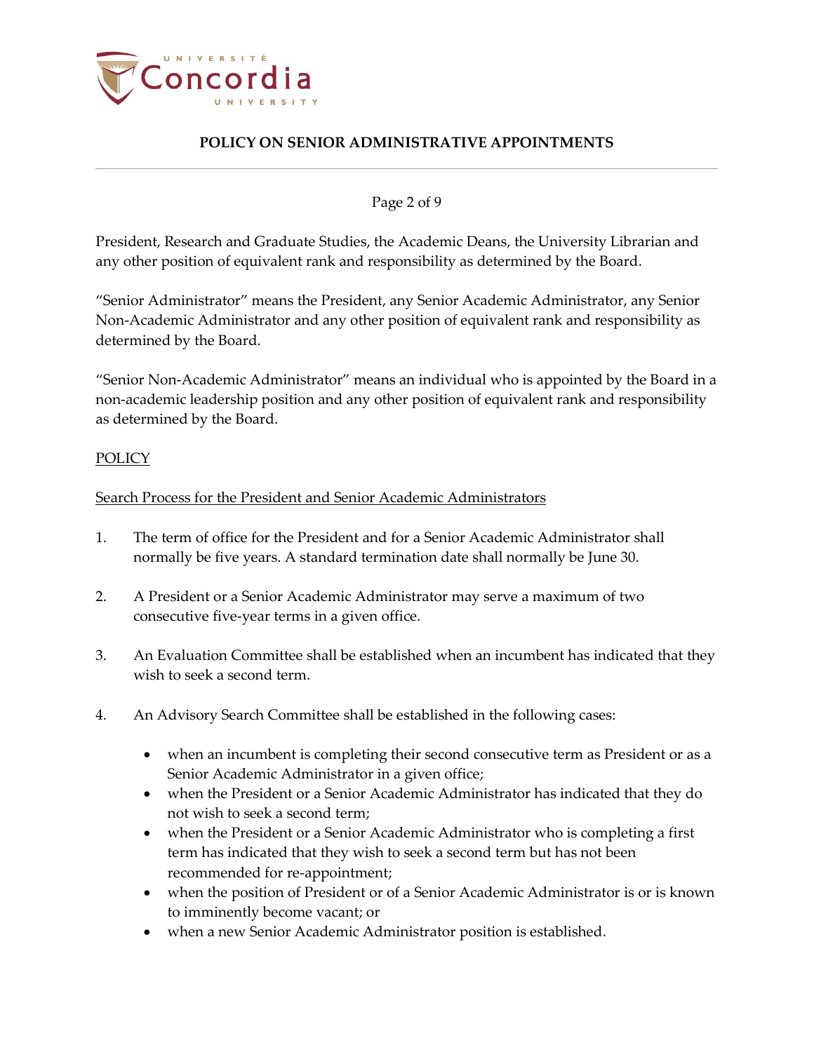President, Research and Graduate Studies, the Academic Deans, the University Librarian and any other position of equivalent rank and responsibility as determined by the Board.

"Senior Administrator" means the President, any Senior Academic Administrator, any Senior Non-Academic Administrator and any other position of equivalent rank and responsibility as determined by the Board.

"Senior Non-Academic Administrator" means an individual who is appointed by the Board in a non-academic leadership position and any other position of equivalent rank and responsibility as determined by the Board.

## POLICY

### Search Process for the President and Senior Academic Administrators

1. The term of office for the President and for a Senior Academic Administrator shall normally be five years. A standard termination date shall normally be June 30.

2. A President or a Senior Academic Administrator may serve a maximum of two consecutive five-year terms in a given office.

3. An Evaluation Committee shall be established when an incumbent has indicated that they wish to seek a second term.

4. An Advisory Search Committee shall be established in the following cases:

   - when an incumbent is completing their second consecutive term as President or as a Senior Academic Administrator in a given office;
   - when the President or a Senior Academic Administrator has indicated that they do not wish to seek a second term;
   - when the President or a Senior Academic Administrator who is completing a first term has indicated that they wish to seek a second term but has not been recommended for re-appointment;
   - when the position of President or of a Senior Academic Administrator is or is known to imminently become vacant; or
   - when a new Senior Academic Administrator position is established.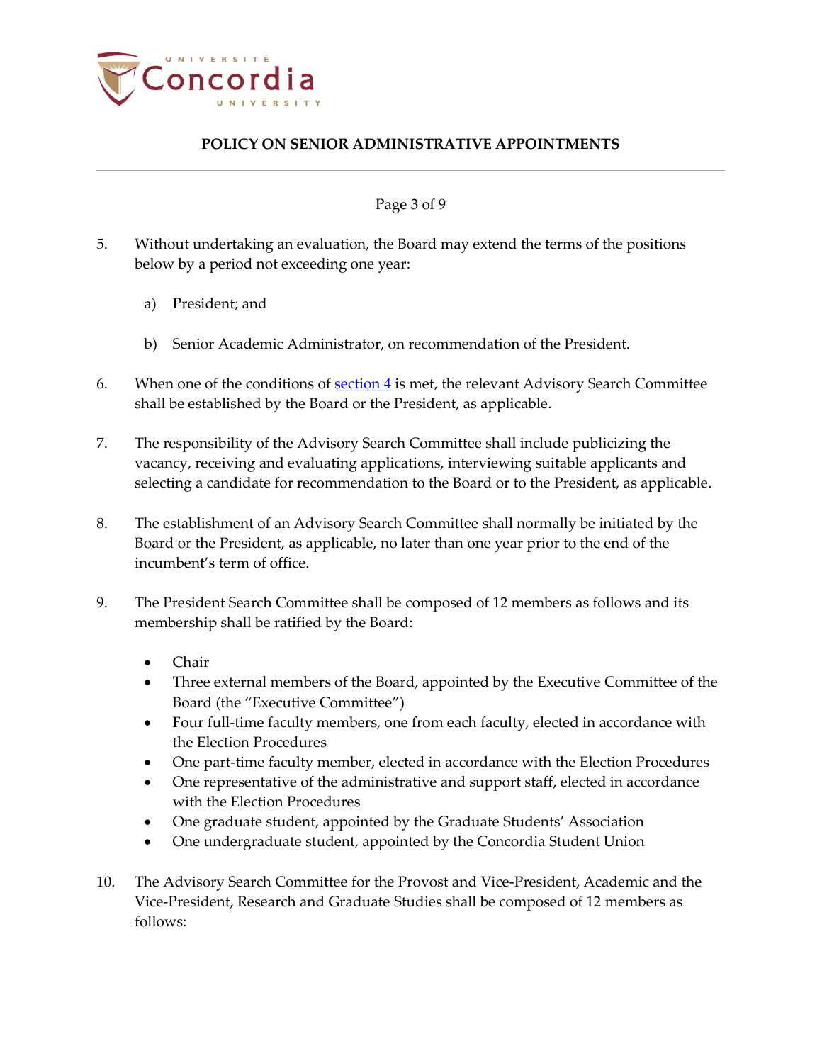5. Without undertaking an evaluation, the Board may extend the terms of the positions below by a period not exceeding one year:

   a) President; and

   b) Senior Academic Administrator, on recommendation of the President.

6. When one of the conditions of [section 4](#) is met, the relevant Advisory Search Committee shall be established by the Board or the President, as applicable.

7. The responsibility of the Advisory Search Committee shall include publicizing the vacancy, receiving and evaluating applications, interviewing suitable applicants and selecting a candidate for recommendation to the Board or to the President, as applicable.

8. The establishment of an Advisory Search Committee shall normally be initiated by the Board or the President, as applicable, no later than one year prior to the end of the incumbent's term of office.

9. The President Search Committee shall be composed of 12 members as follows and its membership shall be ratified by the Board:

   - Chair
   - Three external members of the Board, appointed by the Executive Committee of the Board (the "Executive Committee")
   - Four full-time faculty members, one from each faculty, elected in accordance with the Election Procedures
   - One part-time faculty member, elected in accordance with the Election Procedures
   - One representative of the administrative and support staff, elected in accordance with the Election Procedures
   - One graduate student, appointed by the Graduate Students' Association
   - One undergraduate student, appointed by the Concordia Student Union

10. The Advisory Search Committee for the Provost and Vice-President, Academic and the Vice-President, Research and Graduate Studies shall be composed of 12 members as follows: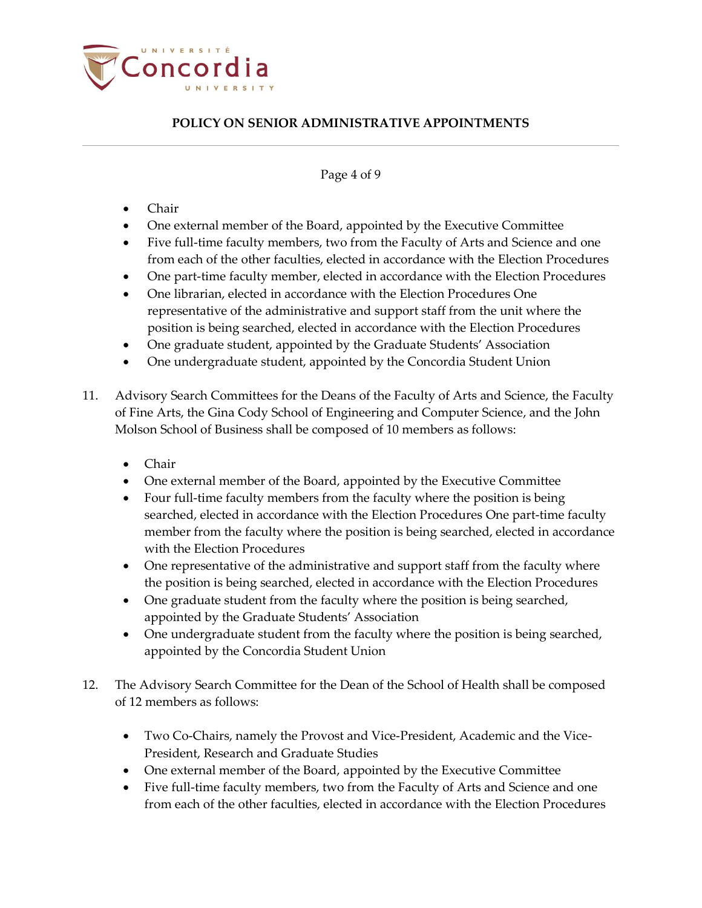- Chair
- One external member of the Board, appointed by the Executive Committee
- Five full-time faculty members, two from the Faculty of Arts and Science and one from each of the other faculties, elected in accordance with the Election Procedures
- One part-time faculty member, elected in accordance with the Election Procedures
- One librarian, elected in accordance with the Election Procedures One representative of the administrative and support staff from the unit where the position is being searched, elected in accordance with the Election Procedures
- One graduate student, appointed by the Graduate Students' Association
- One undergraduate student, appointed by the Concordia Student Union

11. Advisory Search Committees for the Deans of the Faculty of Arts and Science, the Faculty of Fine Arts, the Gina Cody School of Engineering and Computer Science, and the John Molson School of Business shall be composed of 10 members as follows:

    - Chair
    - One external member of the Board, appointed by the Executive Committee
    - Four full-time faculty members from the faculty where the position is being searched, elected in accordance with the Election Procedures One part-time faculty member from the faculty where the position is being searched, elected in accordance with the Election Procedures
    - One representative of the administrative and support staff from the faculty where the position is being searched, elected in accordance with the Election Procedures
    - One graduate student from the faculty where the position is being searched, appointed by the Graduate Students' Association
    - One undergraduate student from the faculty where the position is being searched, appointed by the Concordia Student Union

12. The Advisory Search Committee for the Dean of the School of Health shall be composed of 12 members as follows:

    - Two Co-Chairs, namely the Provost and Vice-President, Academic and the Vice-President, Research and Graduate Studies
    - One external member of the Board, appointed by the Executive Committee
    - Five full-time faculty members, two from the Faculty of Arts and Science and one from each of the other faculties, elected in accordance with the Election Procedures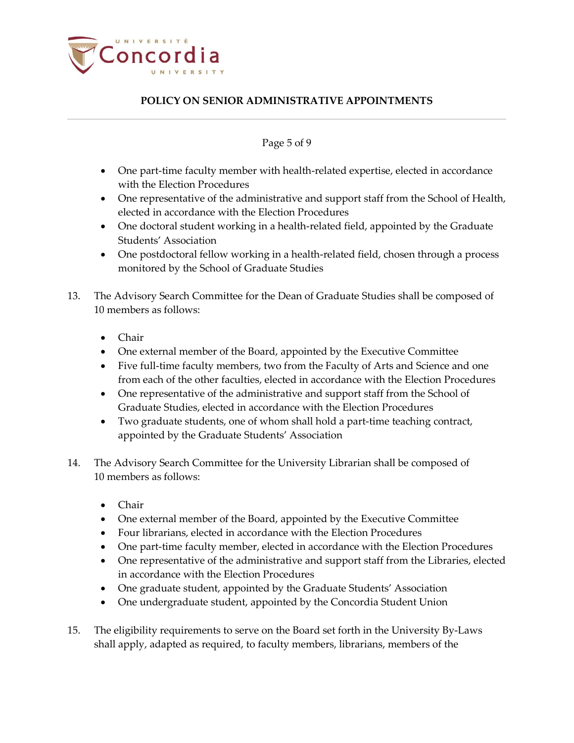- One part-time faculty member with health-related expertise, elected in accordance with the Election Procedures
- One representative of the administrative and support staff from the School of Health, elected in accordance with the Election Procedures
- One doctoral student working in a health-related field, appointed by the Graduate Students' Association
- One postdoctoral fellow working in a health-related field, chosen through a process monitored by the School of Graduate Studies

13. The Advisory Search Committee for the Dean of Graduate Studies shall be composed of 10 members as follows:

    - Chair
    - One external member of the Board, appointed by the Executive Committee
    - Five full-time faculty members, two from the Faculty of Arts and Science and one from each of the other faculties, elected in accordance with the Election Procedures
    - One representative of the administrative and support staff from the School of Graduate Studies, elected in accordance with the Election Procedures
    - Two graduate students, one of whom shall hold a part-time teaching contract, appointed by the Graduate Students' Association

14. The Advisory Search Committee for the University Librarian shall be composed of 10 members as follows:

    - Chair
    - One external member of the Board, appointed by the Executive Committee
    - Four librarians, elected in accordance with the Election Procedures
    - One part-time faculty member, elected in accordance with the Election Procedures
    - One representative of the administrative and support staff from the Libraries, elected in accordance with the Election Procedures
    - One graduate student, appointed by the Graduate Students' Association
    - One undergraduate student, appointed by the Concordia Student Union

15. The eligibility requirements to serve on the Board set forth in the University By-Laws shall apply, adapted as required, to faculty members, librarians, members of the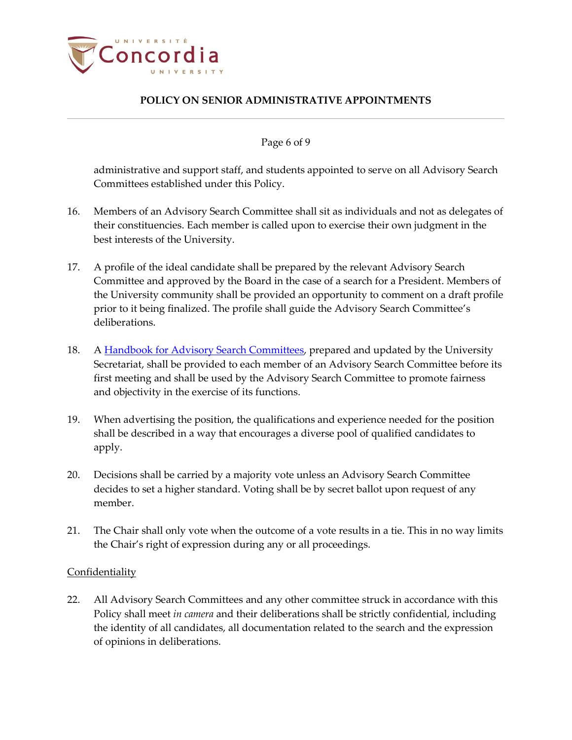administrative and support staff, and students appointed to serve on all Advisory Search Committees established under this Policy.

16. Members of an Advisory Search Committee shall sit as individuals and not as delegates of their constituencies. Each member is called upon to exercise their own judgment in the best interests of the University.

17. A profile of the ideal candidate shall be prepared by the relevant Advisory Search Committee and approved by the Board in the case of a search for a President. Members of the University community shall be provided an opportunity to comment on a draft profile prior to it being finalized. The profile shall guide the Advisory Search Committee's deliberations.

18. A [Handbook for Advisory Search Committees](), prepared and updated by the University Secretariat, shall be provided to each member of an Advisory Search Committee before its first meeting and shall be used by the Advisory Search Committee to promote fairness and objectivity in the exercise of its functions.

19. When advertising the position, the qualifications and experience needed for the position shall be described in a way that encourages a diverse pool of qualified candidates to apply.

20. Decisions shall be carried by a majority vote unless an Advisory Search Committee decides to set a higher standard. Voting shall be by secret ballot upon request of any member.

21. The Chair shall only vote when the outcome of a vote results in a tie. This in no way limits the Chair's right of expression during any or all proceedings.

Confidentiality

22. All Advisory Search Committees and any other committee struck in accordance with this Policy shall meet *in camera* and their deliberations shall be strictly confidential, including the identity of all candidates, all documentation related to the search and the expression of opinions in deliberations.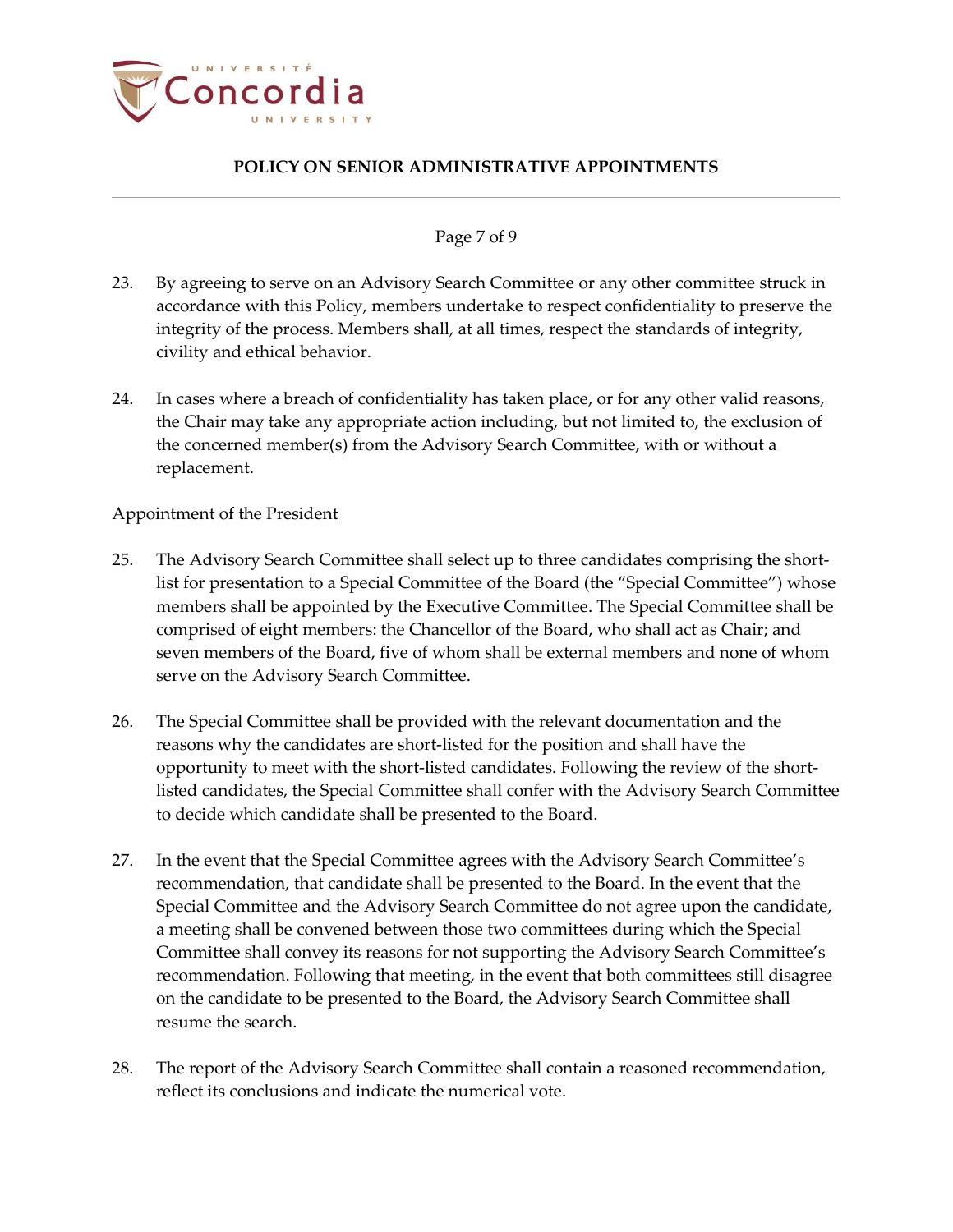23. By agreeing to serve on an Advisory Search Committee or any other committee struck in accordance with this Policy, members undertake to respect confidentiality to preserve the integrity of the process. Members shall, at all times, respect the standards of integrity, civility and ethical behavior.

24. In cases where a breach of confidentiality has taken place, or for any other valid reasons, the Chair may take any appropriate action including, but not limited to, the exclusion of the concerned member(s) from the Advisory Search Committee, with or without a replacement.

<u>Appointment of the President</u>

25. The Advisory Search Committee shall select up to three candidates comprising the short-list for presentation to a Special Committee of the Board (the "Special Committee") whose members shall be appointed by the Executive Committee. The Special Committee shall be comprised of eight members: the Chancellor of the Board, who shall act as Chair; and seven members of the Board, five of whom shall be external members and none of whom serve on the Advisory Search Committee.

26. The Special Committee shall be provided with the relevant documentation and the reasons why the candidates are short-listed for the position and shall have the opportunity to meet with the short-listed candidates. Following the review of the short-listed candidates, the Special Committee shall confer with the Advisory Search Committee to decide which candidate shall be presented to the Board.

27. In the event that the Special Committee agrees with the Advisory Search Committee's recommendation, that candidate shall be presented to the Board. In the event that the Special Committee and the Advisory Search Committee do not agree upon the candidate, a meeting shall be convened between those two committees during which the Special Committee shall convey its reasons for not supporting the Advisory Search Committee's recommendation. Following that meeting, in the event that both committees still disagree on the candidate to be presented to the Board, the Advisory Search Committee shall resume the search.

28. The report of the Advisory Search Committee shall contain a reasoned recommendation, reflect its conclusions and indicate the numerical vote.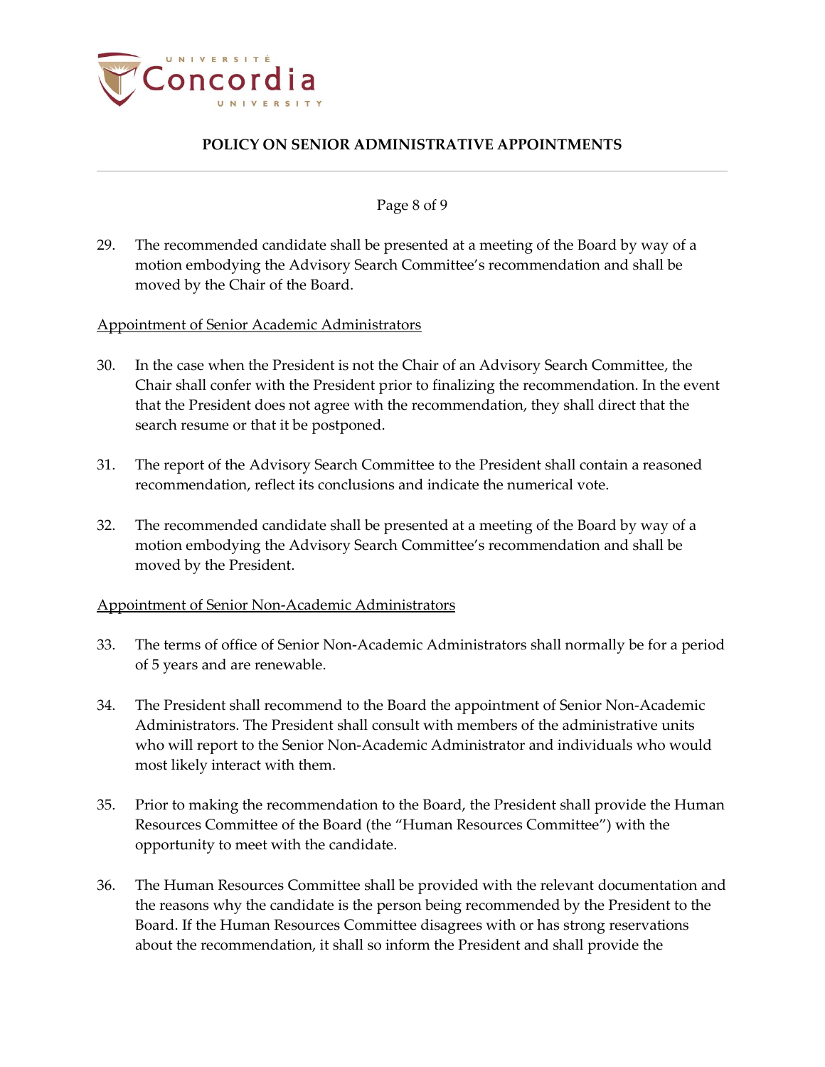29. The recommended candidate shall be presented at a meeting of the Board by way of a motion embodying the Advisory Search Committee's recommendation and shall be moved by the Chair of the Board.

<u>Appointment of Senior Academic Administrators</u>

30. In the case when the President is not the Chair of an Advisory Search Committee, the Chair shall confer with the President prior to finalizing the recommendation. In the event that the President does not agree with the recommendation, they shall direct that the search resume or that it be postponed.

31. The report of the Advisory Search Committee to the President shall contain a reasoned recommendation, reflect its conclusions and indicate the numerical vote.

32. The recommended candidate shall be presented at a meeting of the Board by way of a motion embodying the Advisory Search Committee's recommendation and shall be moved by the President.

<u>Appointment of Senior Non-Academic Administrators</u>

33. The terms of office of Senior Non-Academic Administrators shall normally be for a period of 5 years and are renewable.

34. The President shall recommend to the Board the appointment of Senior Non-Academic Administrators. The President shall consult with members of the administrative units who will report to the Senior Non-Academic Administrator and individuals who would most likely interact with them.

35. Prior to making the recommendation to the Board, the President shall provide the Human Resources Committee of the Board (the "Human Resources Committee") with the opportunity to meet with the candidate.

36. The Human Resources Committee shall be provided with the relevant documentation and the reasons why the candidate is the person being recommended by the President to the Board. If the Human Resources Committee disagrees with or has strong reservations about the recommendation, it shall so inform the President and shall provide the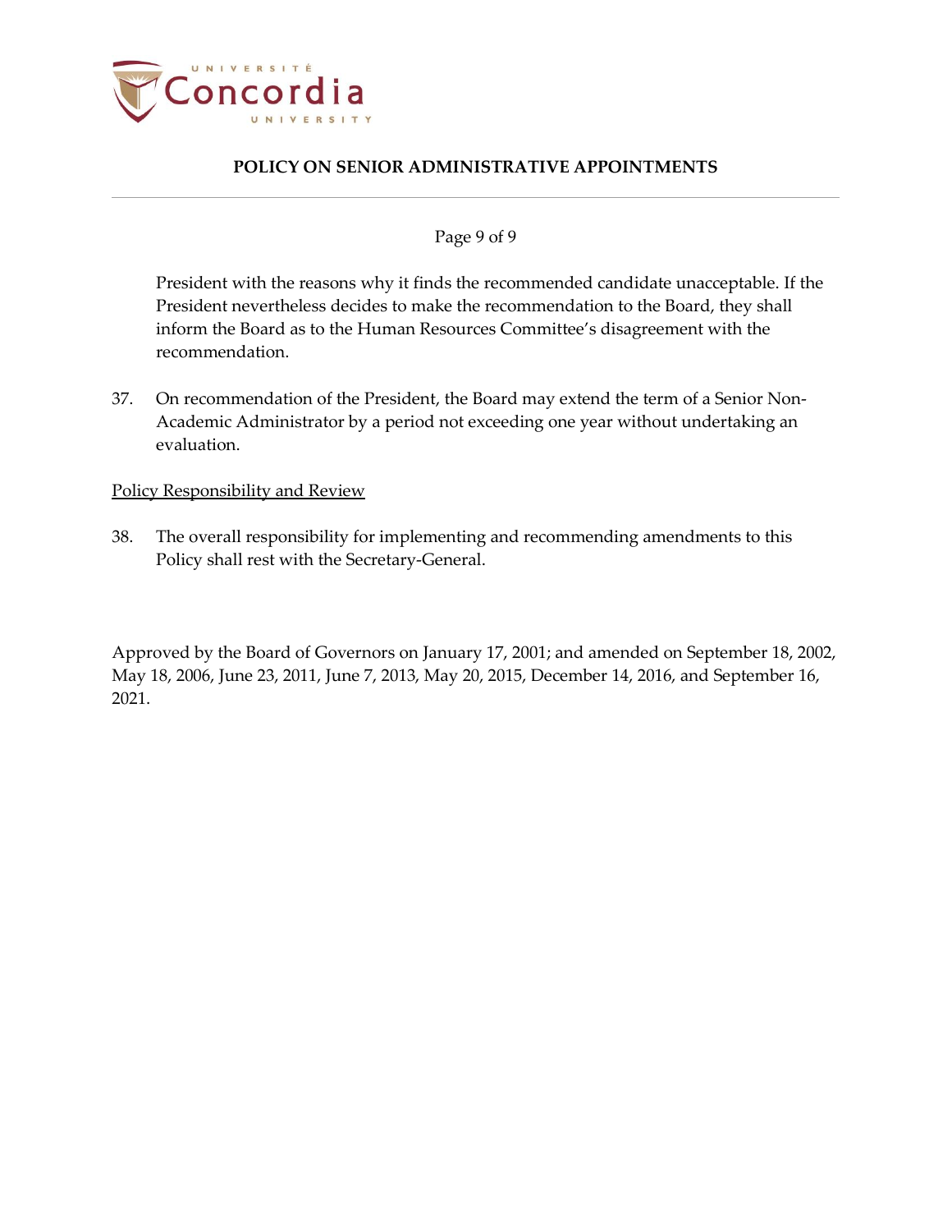President with the reasons why it finds the recommended candidate unacceptable. If the President nevertheless decides to make the recommendation to the Board, they shall inform the Board as to the Human Resources Committee's disagreement with the recommendation.

37. On recommendation of the President, the Board may extend the term of a Senior Non-Academic Administrator by a period not exceeding one year without undertaking an evaluation.

Policy Responsibility and Review

38. The overall responsibility for implementing and recommending amendments to this Policy shall rest with the Secretary-General.

Approved by the Board of Governors on January 17, 2001; and amended on September 18, 2002, May 18, 2006, June 23, 2011, June 7, 2013, May 20, 2015, December 14, 2016, and September 16, 2021.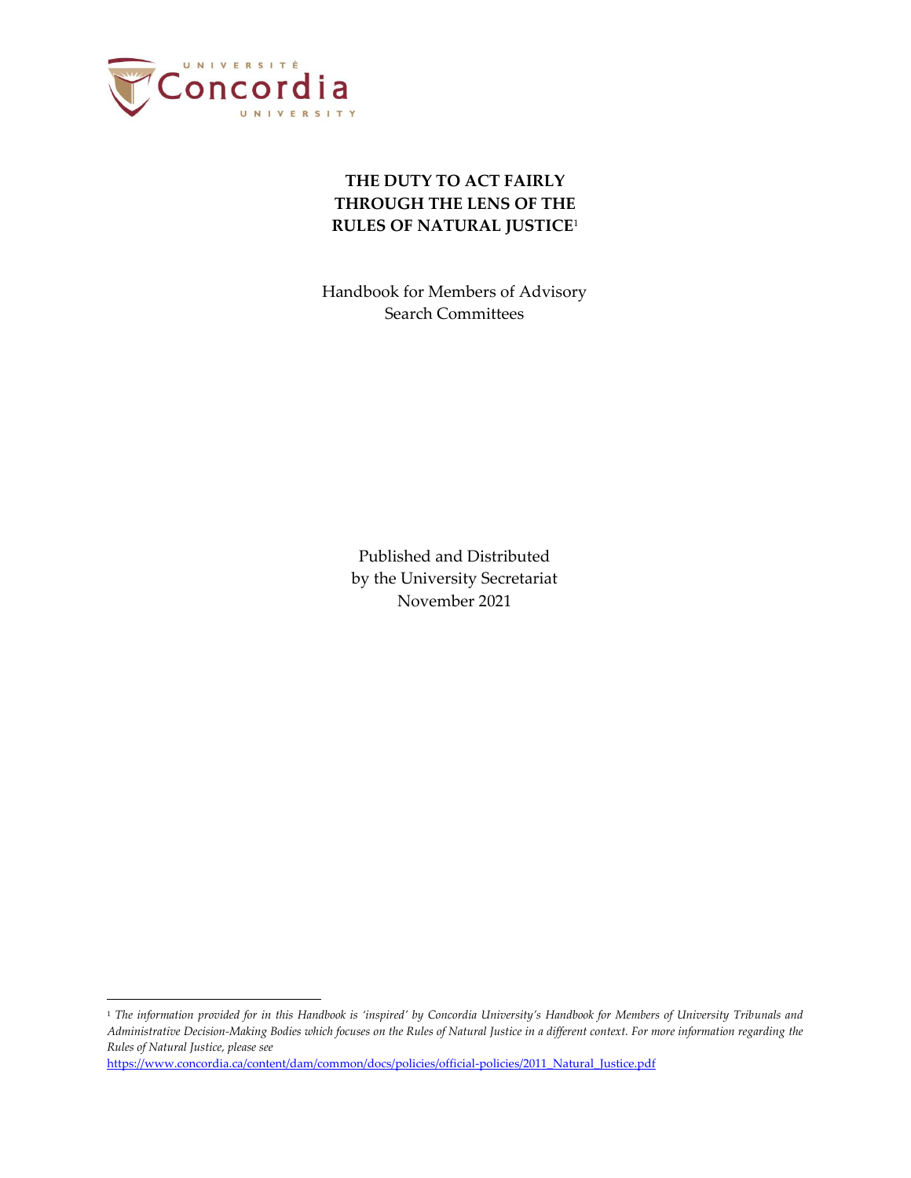**THE DUTY TO ACT FAIRLY THROUGH THE LENS OF THE RULES OF NATURAL JUSTICE**[1]

Handbook for Members of Advisory Search Committees

Published and Distributed by the University Secretariat November 2021

[1] *The information provided for in this Handbook is 'inspired' by Concordia University's Handbook for Members of University Tribunals and Administrative Decision-Making Bodies which focuses on the Rules of Natural Justice in a different context. For more information regarding the Rules of Natural Justice, please see*

https://www.concordia.ca/content/dam/common/docs/policies/official-policies/2011_Natural_Justice.pdf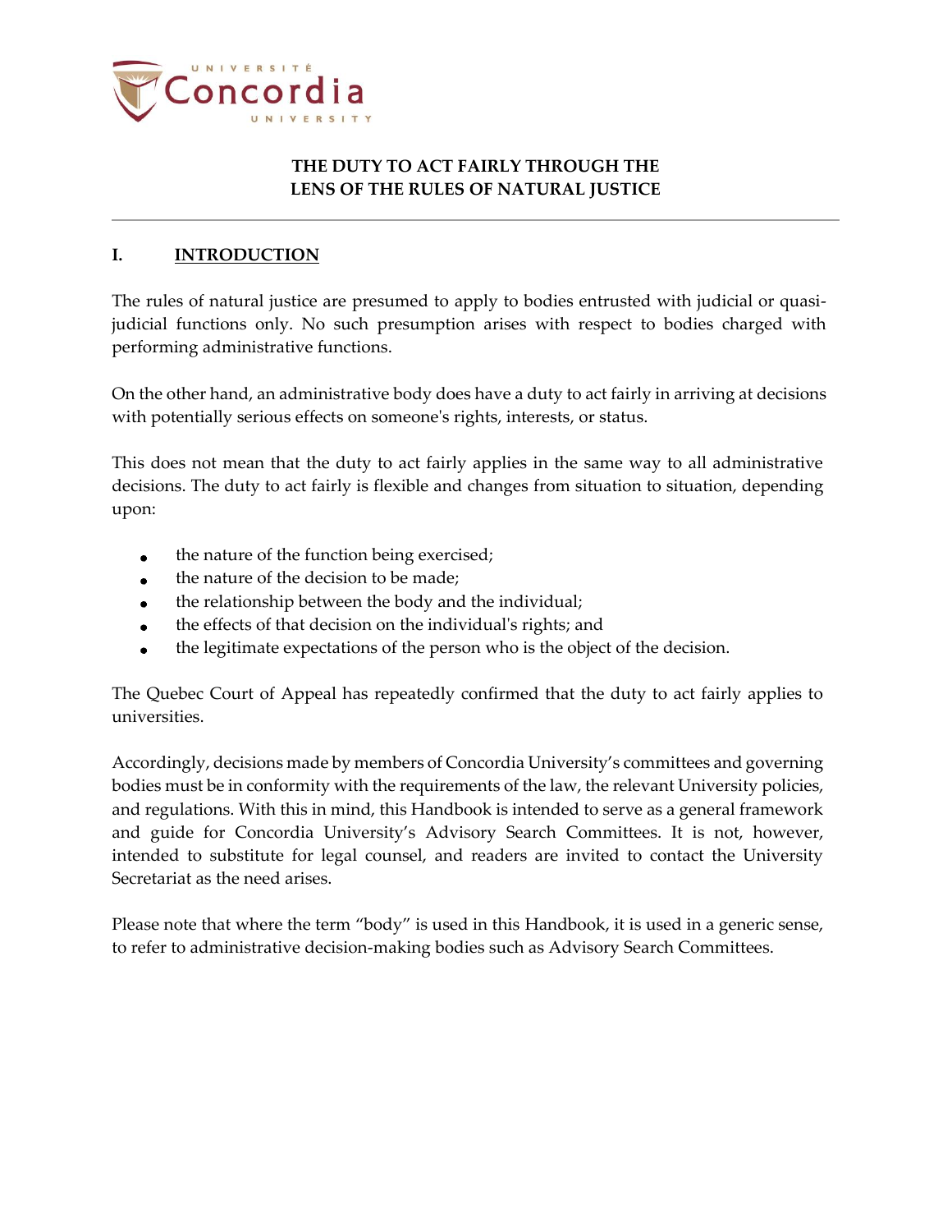# THE DUTY TO ACT FAIRLY THROUGH THE LENS OF THE RULES OF NATURAL JUSTICE

## I. INTRODUCTION

The rules of natural justice are presumed to apply to bodies entrusted with judicial or quasi-judicial functions only. No such presumption arises with respect to bodies charged with performing administrative functions.

On the other hand, an administrative body does have a duty to act fairly in arriving at decisions with potentially serious effects on someone's rights, interests, or status.

This does not mean that the duty to act fairly applies in the same way to all administrative decisions. The duty to act fairly is flexible and changes from situation to situation, depending upon:

- the nature of the function being exercised;
- the nature of the decision to be made;
- the relationship between the body and the individual;
- the effects of that decision on the individual's rights; and
- the legitimate expectations of the person who is the object of the decision.

The Quebec Court of Appeal has repeatedly confirmed that the duty to act fairly applies to universities.

Accordingly, decisions made by members of Concordia University's committees and governing bodies must be in conformity with the requirements of the law, the relevant University policies, and regulations. With this in mind, this Handbook is intended to serve as a general framework and guide for Concordia University's Advisory Search Committees. It is not, however, intended to substitute for legal counsel, and readers are invited to contact the University Secretariat as the need arises.

Please note that where the term "body" is used in this Handbook, it is used in a generic sense, to refer to administrative decision-making bodies such as Advisory Search Committees.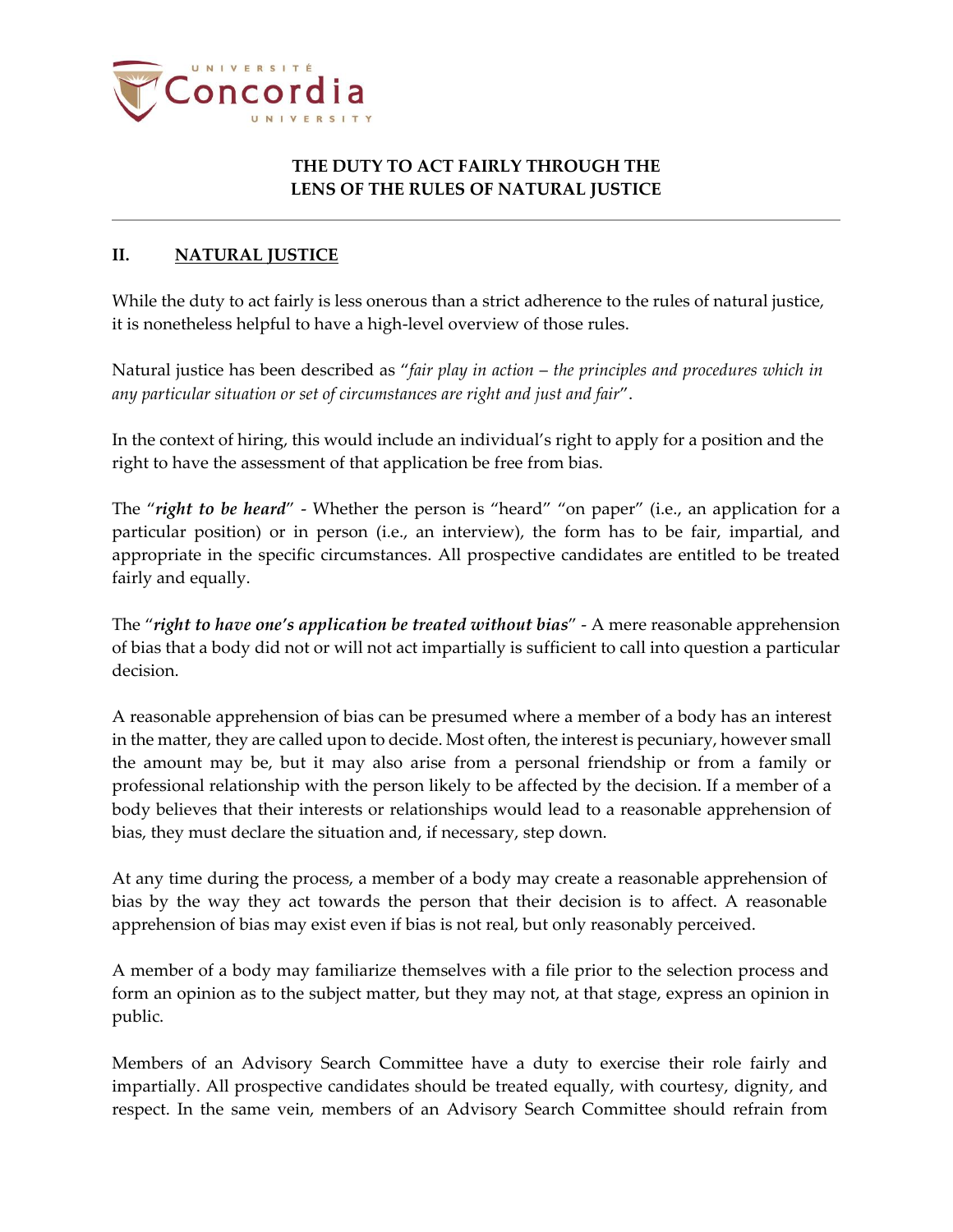**THE DUTY TO ACT FAIRLY THROUGH THE LENS OF THE RULES OF NATURAL JUSTICE**

## II. NATURAL JUSTICE

While the duty to act fairly is less onerous than a strict adherence to the rules of natural justice, it is nonetheless helpful to have a high-level overview of those rules.

Natural justice has been described as "*fair play in action – the principles and procedures which in any particular situation or set of circumstances are right and just and fair*".

In the context of hiring, this would include an individual's right to apply for a position and the right to have the assessment of that application be free from bias.

The "***right to be heard***" - Whether the person is "heard" "on paper" (i.e., an application for a particular position) or in person (i.e., an interview), the form has to be fair, impartial, and appropriate in the specific circumstances. All prospective candidates are entitled to be treated fairly and equally.

The "***right to have one's application be treated without bias***" - A mere reasonable apprehension of bias that a body did not or will not act impartially is sufficient to call into question a particular decision.

A reasonable apprehension of bias can be presumed where a member of a body has an interest in the matter, they are called upon to decide. Most often, the interest is pecuniary, however small the amount may be, but it may also arise from a personal friendship or from a family or professional relationship with the person likely to be affected by the decision. If a member of a body believes that their interests or relationships would lead to a reasonable apprehension of bias, they must declare the situation and, if necessary, step down.

At any time during the process, a member of a body may create a reasonable apprehension of bias by the way they act towards the person that their decision is to affect. A reasonable apprehension of bias may exist even if bias is not real, but only reasonably perceived.

A member of a body may familiarize themselves with a file prior to the selection process and form an opinion as to the subject matter, but they may not, at that stage, express an opinion in public.

Members of an Advisory Search Committee have a duty to exercise their role fairly and impartially. All prospective candidates should be treated equally, with courtesy, dignity, and respect. In the same vein, members of an Advisory Search Committee should refrain from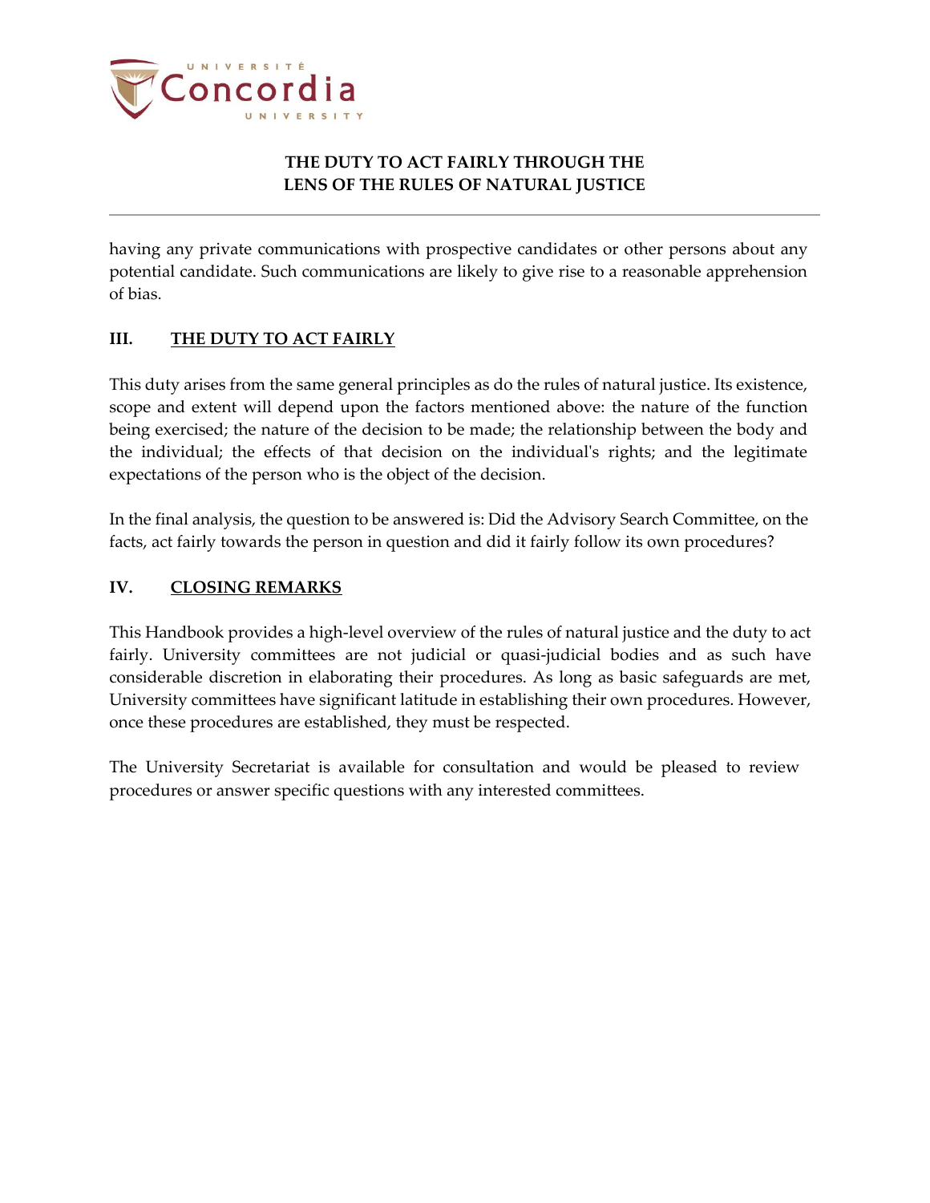having any private communications with prospective candidates or other persons about any potential candidate. Such communications are likely to give rise to a reasonable apprehension of bias.

## III. THE DUTY TO ACT FAIRLY

This duty arises from the same general principles as do the rules of natural justice. Its existence, scope and extent will depend upon the factors mentioned above: the nature of the function being exercised; the nature of the decision to be made; the relationship between the body and the individual; the effects of that decision on the individual's rights; and the legitimate expectations of the person who is the object of the decision.

In the final analysis, the question to be answered is: Did the Advisory Search Committee, on the facts, act fairly towards the person in question and did it fairly follow its own procedures?

## IV. CLOSING REMARKS

This Handbook provides a high-level overview of the rules of natural justice and the duty to act fairly. University committees are not judicial or quasi-judicial bodies and as such have considerable discretion in elaborating their procedures. As long as basic safeguards are met, University committees have significant latitude in establishing their own procedures. However, once these procedures are established, they must be respected.

The University Secretariat is available for consultation and would be pleased to review procedures or answer specific questions with any interested committees.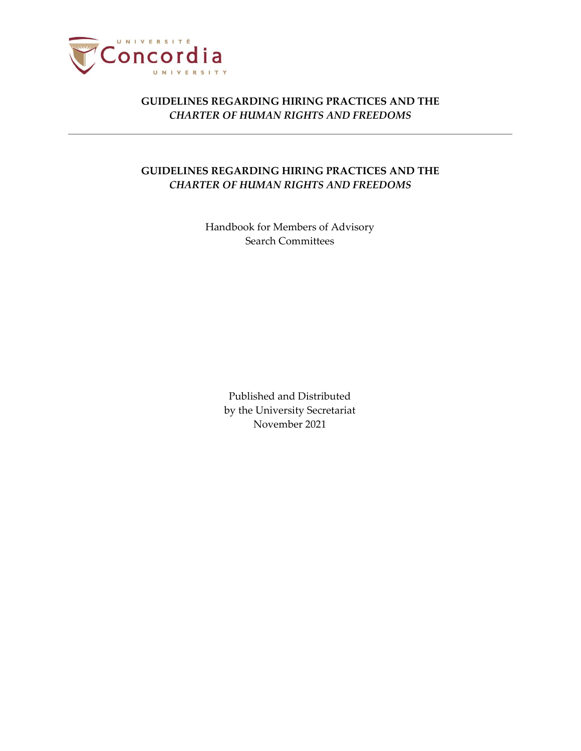**GUIDELINES REGARDING HIRING PRACTICES AND THE**
***CHARTER OF HUMAN RIGHTS AND FREEDOMS***

---

# GUIDELINES REGARDING HIRING PRACTICES AND THE *CHARTER OF HUMAN RIGHTS AND FREEDOMS*

Handbook for Members of Advisory
Search Committees

Published and Distributed
by the University Secretariat
November 2021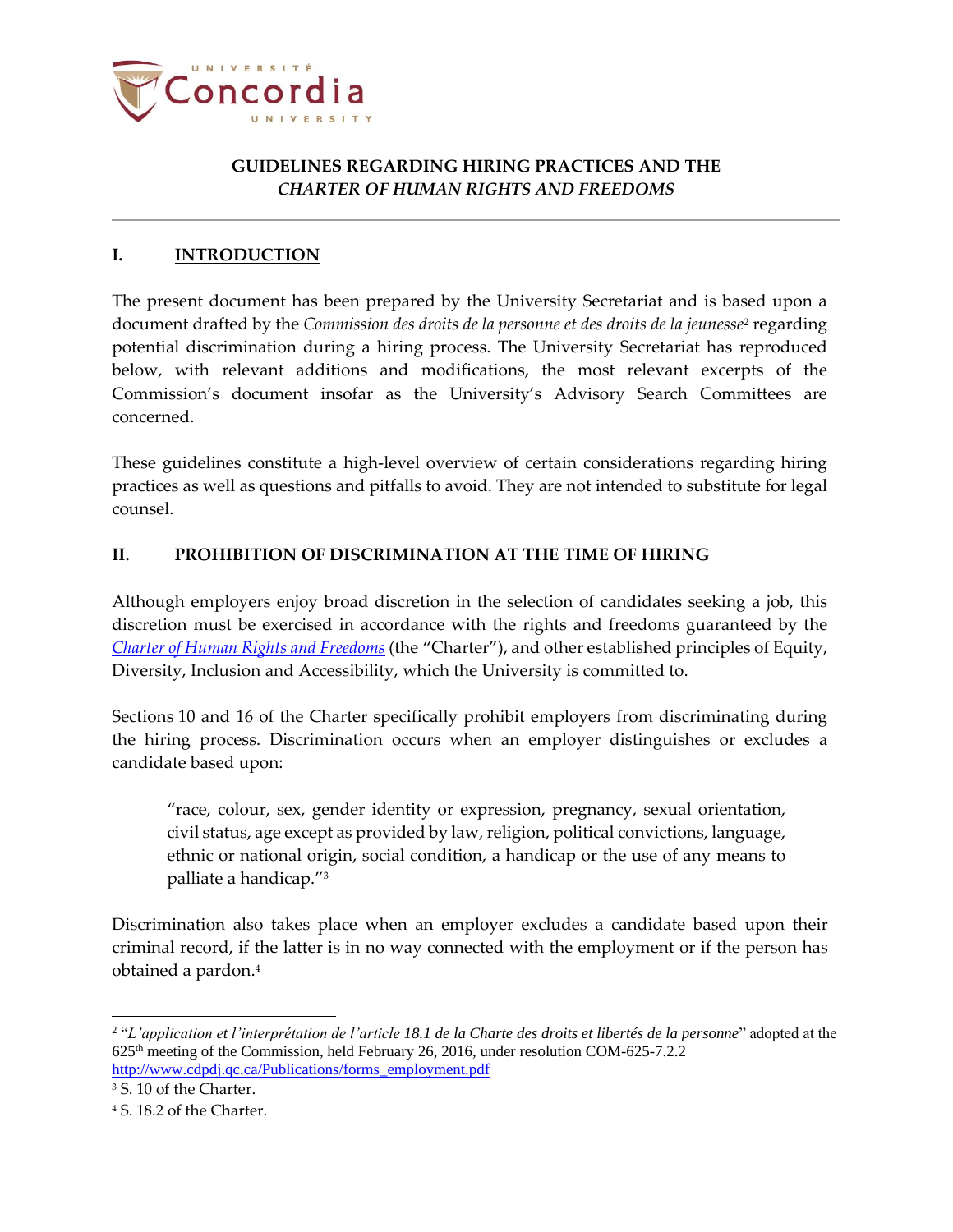# GUIDELINES REGARDING HIRING PRACTICES AND THE *CHARTER OF HUMAN RIGHTS AND FREEDOMS*

## I. INTRODUCTION

The present document has been prepared by the University Secretariat and is based upon a document drafted by the *Commission des droits de la personne et des droits de la jeunesse*[2] regarding potential discrimination during a hiring process. The University Secretariat has reproduced below, with relevant additions and modifications, the most relevant excerpts of the Commission's document insofar as the University's Advisory Search Committees are concerned.

These guidelines constitute a high-level overview of certain considerations regarding hiring practices as well as questions and pitfalls to avoid. They are not intended to substitute for legal counsel.

## II. PROHIBITION OF DISCRIMINATION AT THE TIME OF HIRING

Although employers enjoy broad discretion in the selection of candidates seeking a job, this discretion must be exercised in accordance with the rights and freedoms guaranteed by the *Charter of Human Rights and Freedoms* (the "Charter"), and other established principles of Equity, Diversity, Inclusion and Accessibility, which the University is committed to.

Sections 10 and 16 of the Charter specifically prohibit employers from discriminating during the hiring process. Discrimination occurs when an employer distinguishes or excludes a candidate based upon:

> "race, colour, sex, gender identity or expression, pregnancy, sexual orientation, civil status, age except as provided by law, religion, political convictions, language, ethnic or national origin, social condition, a handicap or the use of any means to palliate a handicap."[3]

Discrimination also takes place when an employer excludes a candidate based upon their criminal record, if the latter is in no way connected with the employment or if the person has obtained a pardon.[4]

---

[2] "*L'application et l'interprétation de l'article 18.1 de la Charte des droits et libertés de la personne*" adopted at the 625th meeting of the Commission, held February 26, 2016, under resolution COM-625-7.2.2 http://www.cdpdj.qc.ca/Publications/forms_employment.pdf

[3] S. 10 of the Charter.

[4] S. 18.2 of the Charter.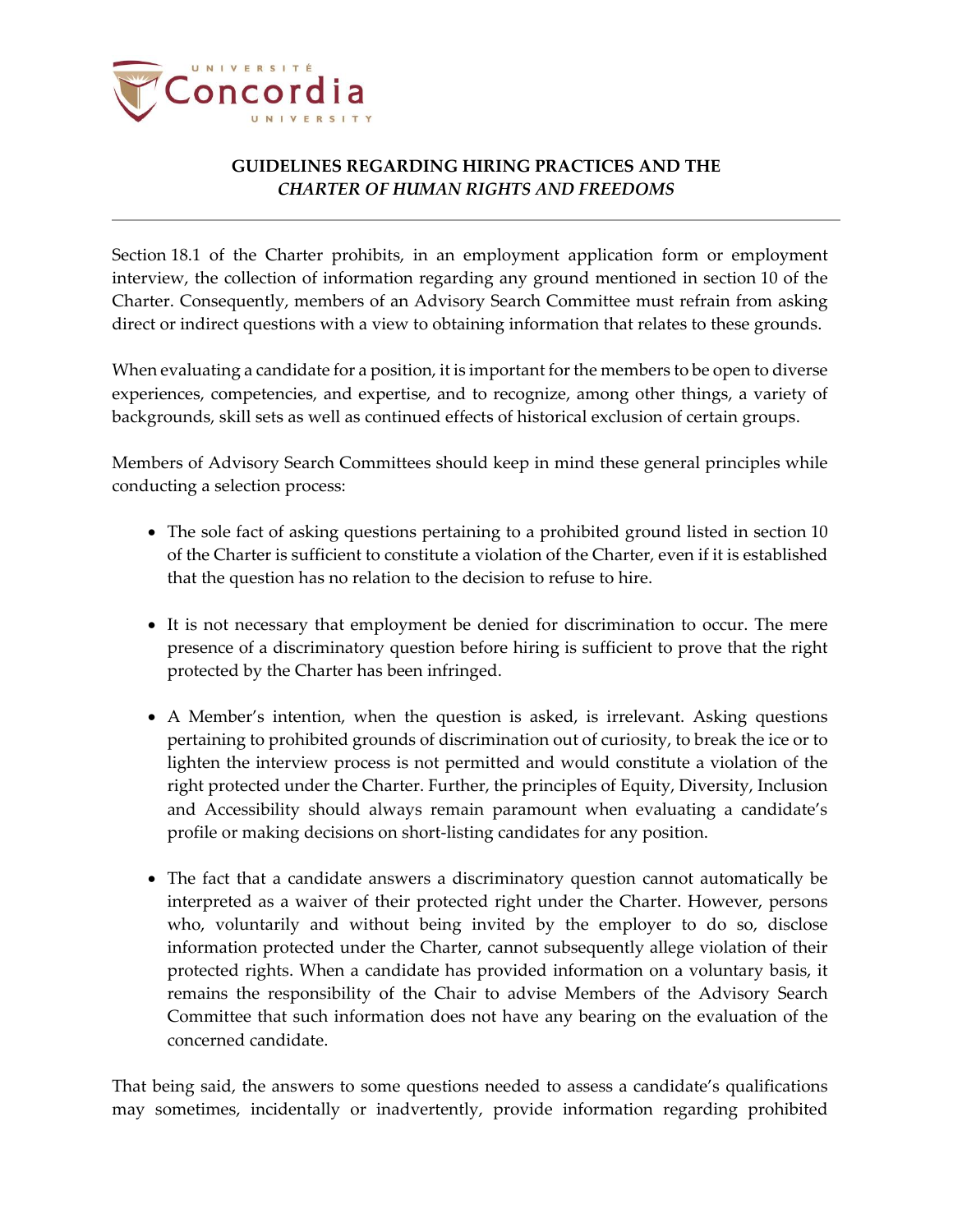## GUIDELINES REGARDING HIRING PRACTICES AND THE *CHARTER OF HUMAN RIGHTS AND FREEDOMS*

---

Section 18.1 of the Charter prohibits, in an employment application form or employment interview, the collection of information regarding any ground mentioned in section 10 of the Charter. Consequently, members of an Advisory Search Committee must refrain from asking direct or indirect questions with a view to obtaining information that relates to these grounds.

When evaluating a candidate for a position, it is important for the members to be open to diverse experiences, competencies, and expertise, and to recognize, among other things, a variety of backgrounds, skill sets as well as continued effects of historical exclusion of certain groups.

Members of Advisory Search Committees should keep in mind these general principles while conducting a selection process:

- The sole fact of asking questions pertaining to a prohibited ground listed in section 10 of the Charter is sufficient to constitute a violation of the Charter, even if it is established that the question has no relation to the decision to refuse to hire.

- It is not necessary that employment be denied for discrimination to occur. The mere presence of a discriminatory question before hiring is sufficient to prove that the right protected by the Charter has been infringed.

- A Member's intention, when the question is asked, is irrelevant. Asking questions pertaining to prohibited grounds of discrimination out of curiosity, to break the ice or to lighten the interview process is not permitted and would constitute a violation of the right protected under the Charter. Further, the principles of Equity, Diversity, Inclusion and Accessibility should always remain paramount when evaluating a candidate's profile or making decisions on short-listing candidates for any position.

- The fact that a candidate answers a discriminatory question cannot automatically be interpreted as a waiver of their protected right under the Charter. However, persons who, voluntarily and without being invited by the employer to do so, disclose information protected under the Charter, cannot subsequently allege violation of their protected rights. When a candidate has provided information on a voluntary basis, it remains the responsibility of the Chair to advise Members of the Advisory Search Committee that such information does not have any bearing on the evaluation of the concerned candidate.

That being said, the answers to some questions needed to assess a candidate's qualifications may sometimes, incidentally or inadvertently, provide information regarding prohibited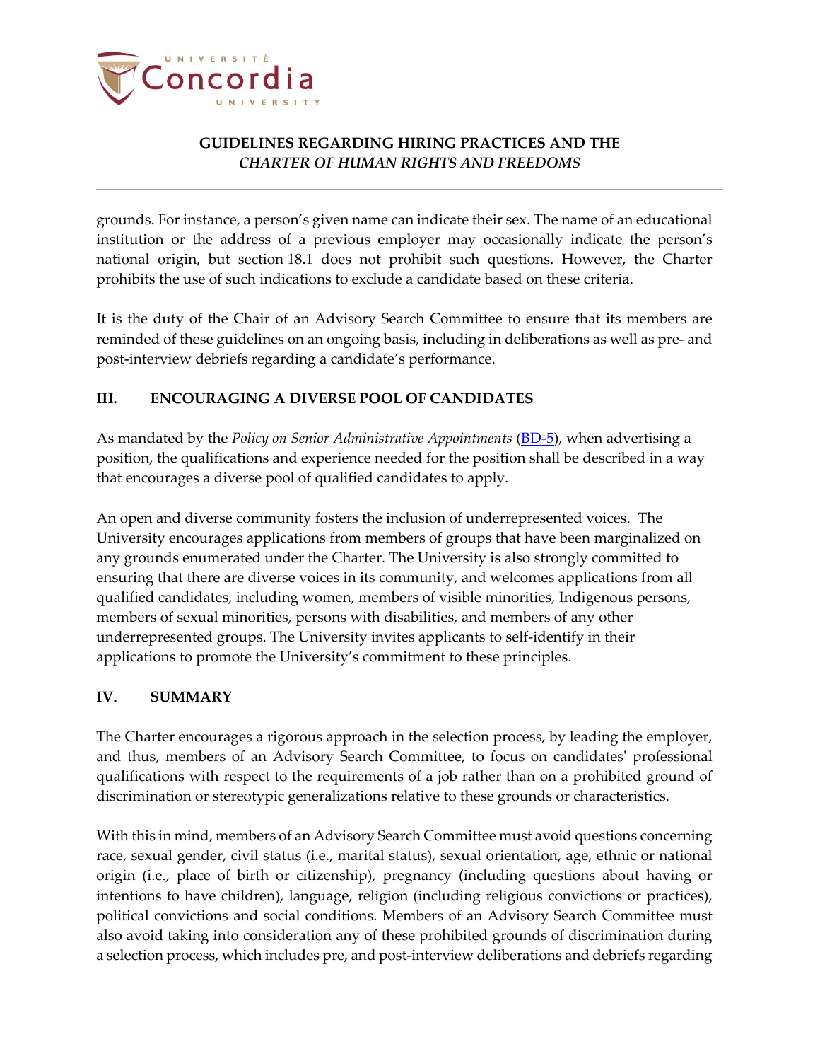grounds. For instance, a person's given name can indicate their sex. The name of an educational institution or the address of a previous employer may occasionally indicate the person's national origin, but section 18.1 does not prohibit such questions. However, the Charter prohibits the use of such indications to exclude a candidate based on these criteria.

It is the duty of the Chair of an Advisory Search Committee to ensure that its members are reminded of these guidelines on an ongoing basis, including in deliberations as well as pre- and post-interview debriefs regarding a candidate's performance.

## III. ENCOURAGING A DIVERSE POOL OF CANDIDATES

As mandated by the *Policy on Senior Administrative Appointments* (BD-5), when advertising a position, the qualifications and experience needed for the position shall be described in a way that encourages a diverse pool of qualified candidates to apply.

An open and diverse community fosters the inclusion of underrepresented voices. The University encourages applications from members of groups that have been marginalized on any grounds enumerated under the Charter. The University is also strongly committed to ensuring that there are diverse voices in its community, and welcomes applications from all qualified candidates, including women, members of visible minorities, Indigenous persons, members of sexual minorities, persons with disabilities, and members of any other underrepresented groups. The University invites applicants to self-identify in their applications to promote the University's commitment to these principles.

## IV. SUMMARY

The Charter encourages a rigorous approach in the selection process, by leading the employer, and thus, members of an Advisory Search Committee, to focus on candidates' professional qualifications with respect to the requirements of a job rather than on a prohibited ground of discrimination or stereotypic generalizations relative to these grounds or characteristics.

With this in mind, members of an Advisory Search Committee must avoid questions concerning race, sexual gender, civil status (i.e., marital status), sexual orientation, age, ethnic or national origin (i.e., place of birth or citizenship), pregnancy (including questions about having or intentions to have children), language, religion (including religious convictions or practices), political convictions and social conditions. Members of an Advisory Search Committee must also avoid taking into consideration any of these prohibited grounds of discrimination during a selection process, which includes pre, and post-interview deliberations and debriefs regarding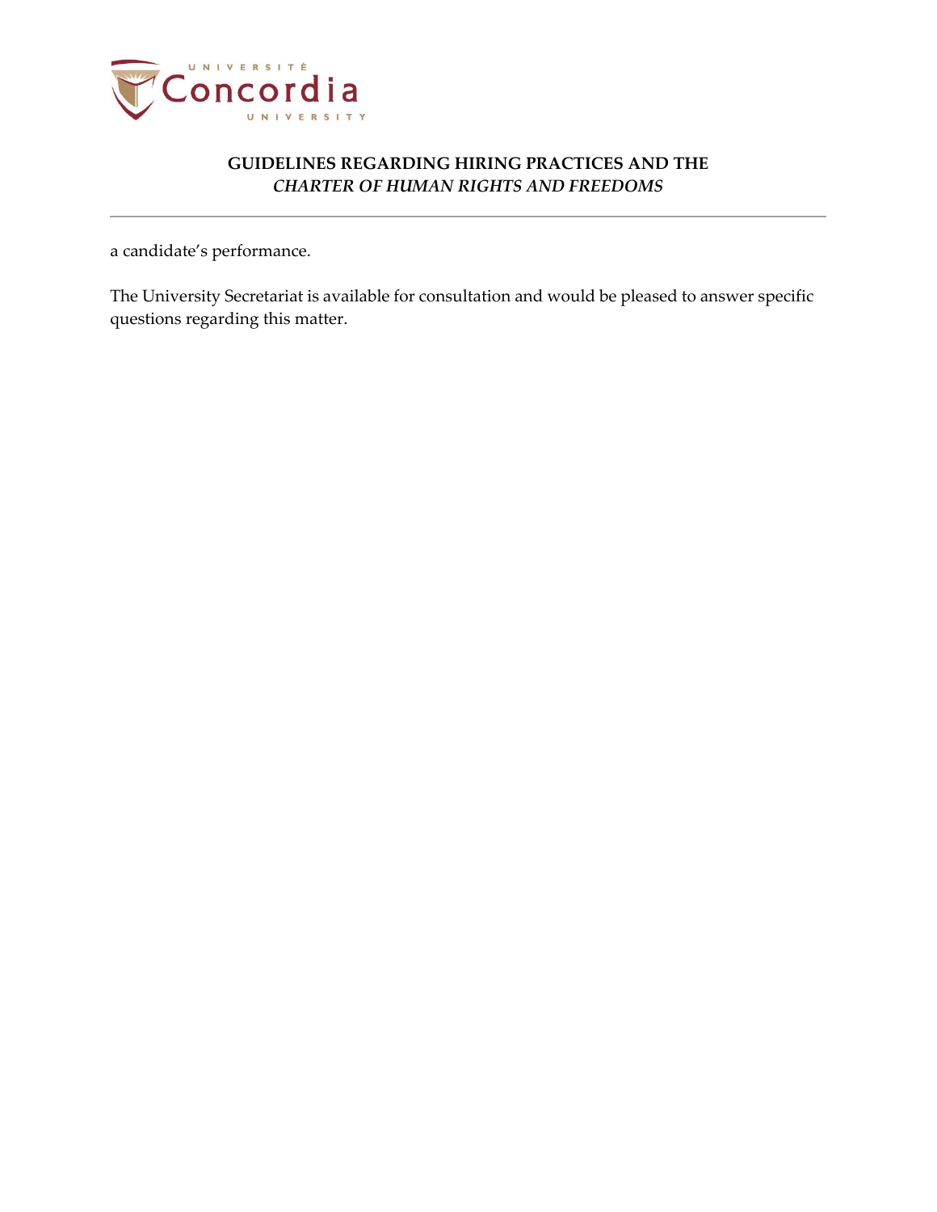a candidate's performance.

The University Secretariat is available for consultation and would be pleased to answer specific questions regarding this matter.